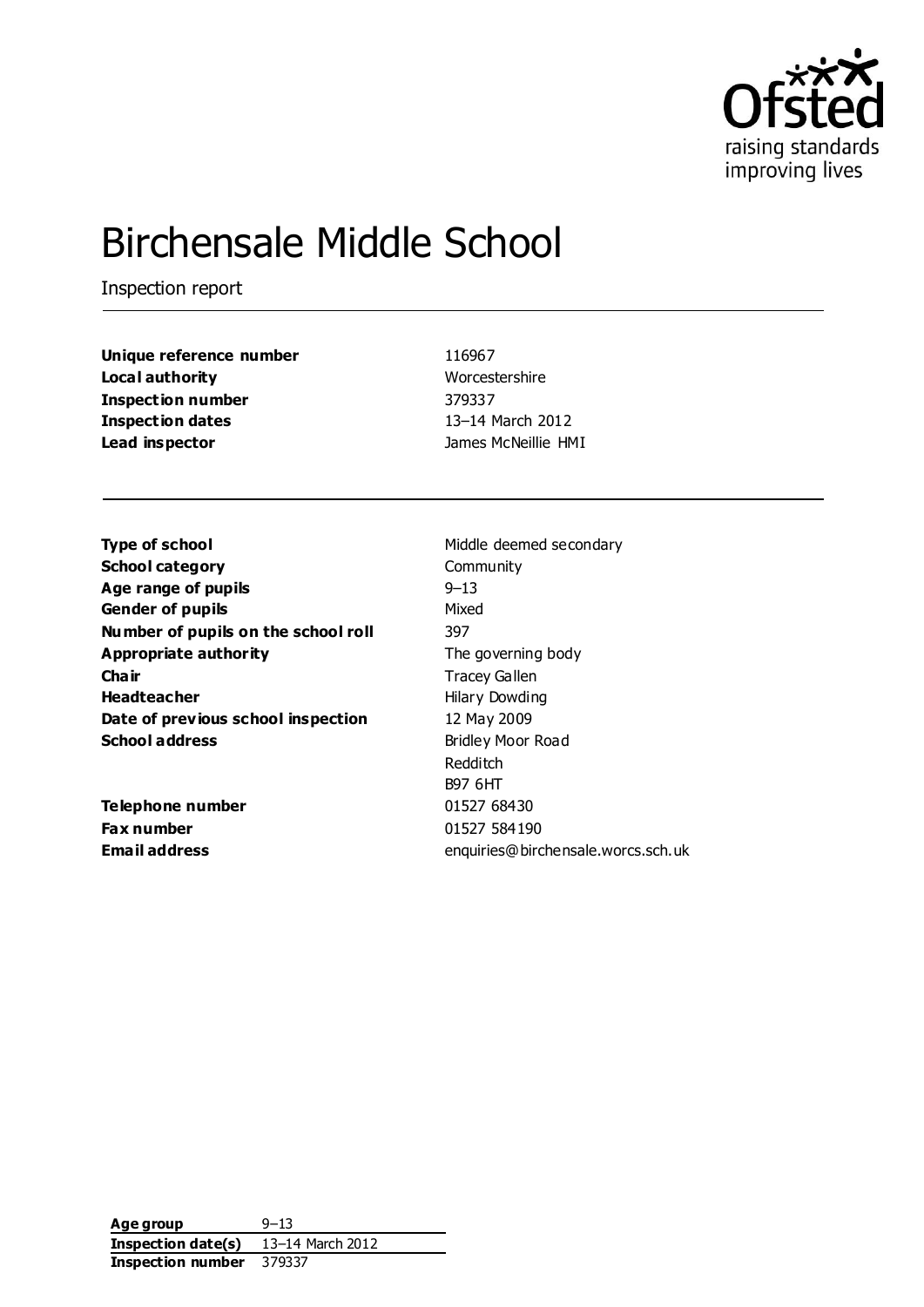# Birchensale Middle School

Inspection report

| | |
|---|---|
| **Unique reference number** | 116967 |
| **Local authority** | Worcestershire |
| **Inspection number** | 379337 |
| **Inspection dates** | 13–14 March 2012 |
| **Lead inspector** | James McNeillie HMI |

| | |
|---|---|
| **Type of school** | Middle deemed secondary |
| **School category** | Community |
| **Age range of pupils** | 9–13 |
| **Gender of pupils** | Mixed |
| **Number of pupils on the school roll** | 397 |
| **Appropriate authority** | The governing body |
| **Chair** | Tracey Gallen |
| **Headteacher** | Hilary Dowding |
| **Date of previous school inspection** | 12 May 2009 |
| **School address** | Bridley Moor Road<br>Redditch<br>B97 6HT |
| **Telephone number** | 01527 68430 |
| **Fax number** | 01527 584190 |
| **Email address** | enquiries@birchensale.worcs.sch.uk |

| | |
|---|---|
| **Age group** | 9–13 |
| **Inspection date(s)** | 13–14 March 2012 |
| **Inspection number** | 379337 |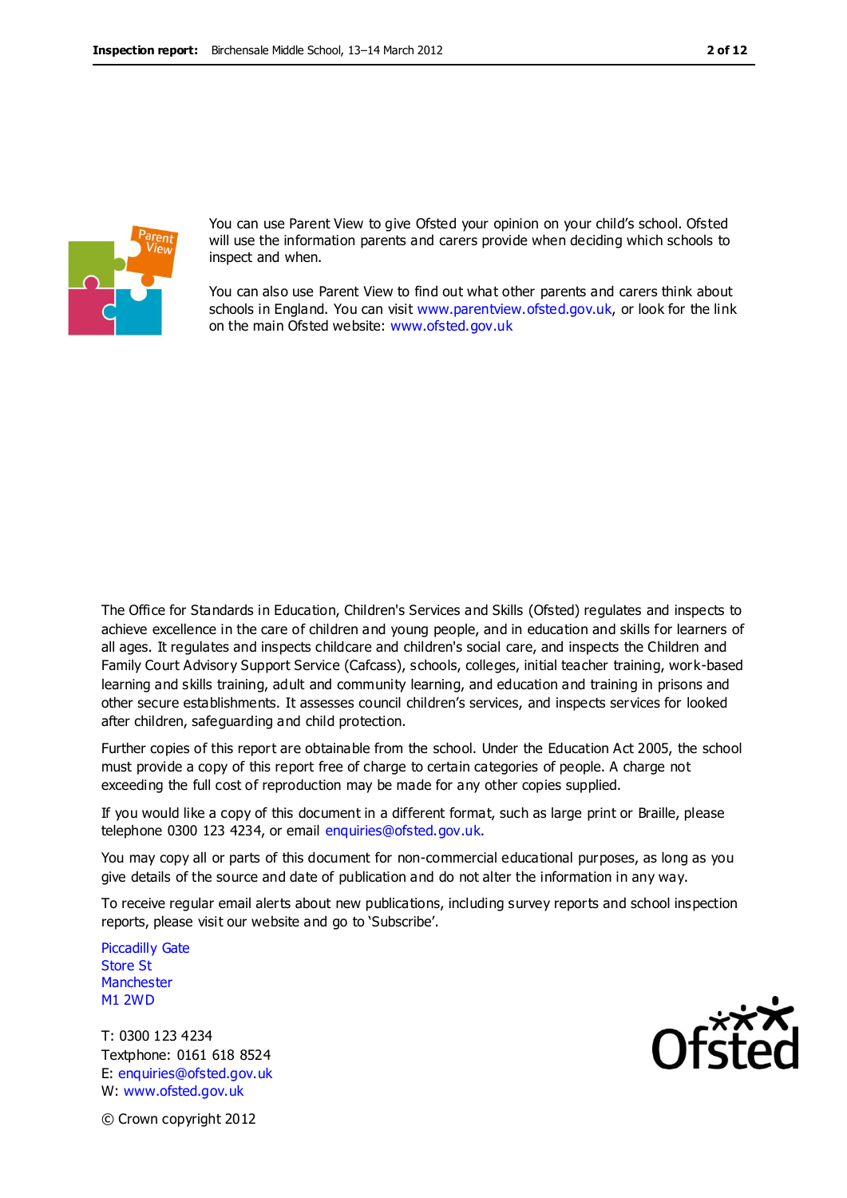You can use Parent View to give Ofsted your opinion on your child's school. Ofsted will use the information parents and carers provide when deciding which schools to inspect and when.

You can also use Parent View to find out what other parents and carers think about schools in England. You can visit www.parentview.ofsted.gov.uk, or look for the link on the main Ofsted website: www.ofsted.gov.uk

The Office for Standards in Education, Children's Services and Skills (Ofsted) regulates and inspects to achieve excellence in the care of children and young people, and in education and skills for learners of all ages. It regulates and inspects childcare and children's social care, and inspects the Children and Family Court Advisory Support Service (Cafcass), schools, colleges, initial teacher training, work-based learning and skills training, adult and community learning, and education and training in prisons and other secure establishments. It assesses council children's services, and inspects services for looked after children, safeguarding and child protection.

Further copies of this report are obtainable from the school. Under the Education Act 2005, the school must provide a copy of this report free of charge to certain categories of people. A charge not exceeding the full cost of reproduction may be made for any other copies supplied.

If you would like a copy of this document in a different format, such as large print or Braille, please telephone 0300 123 4234, or email enquiries@ofsted.gov.uk.

You may copy all or parts of this document for non-commercial educational purposes, as long as you give details of the source and date of publication and do not alter the information in any way.

To receive regular email alerts about new publications, including survey reports and school inspection reports, please visit our website and go to 'Subscribe'.

Piccadilly Gate
Store St
Manchester
M1 2WD

T: 0300 123 4234
Textphone: 0161 618 8524
E: enquiries@ofsted.gov.uk
W: www.ofsted.gov.uk

© Crown copyright 2012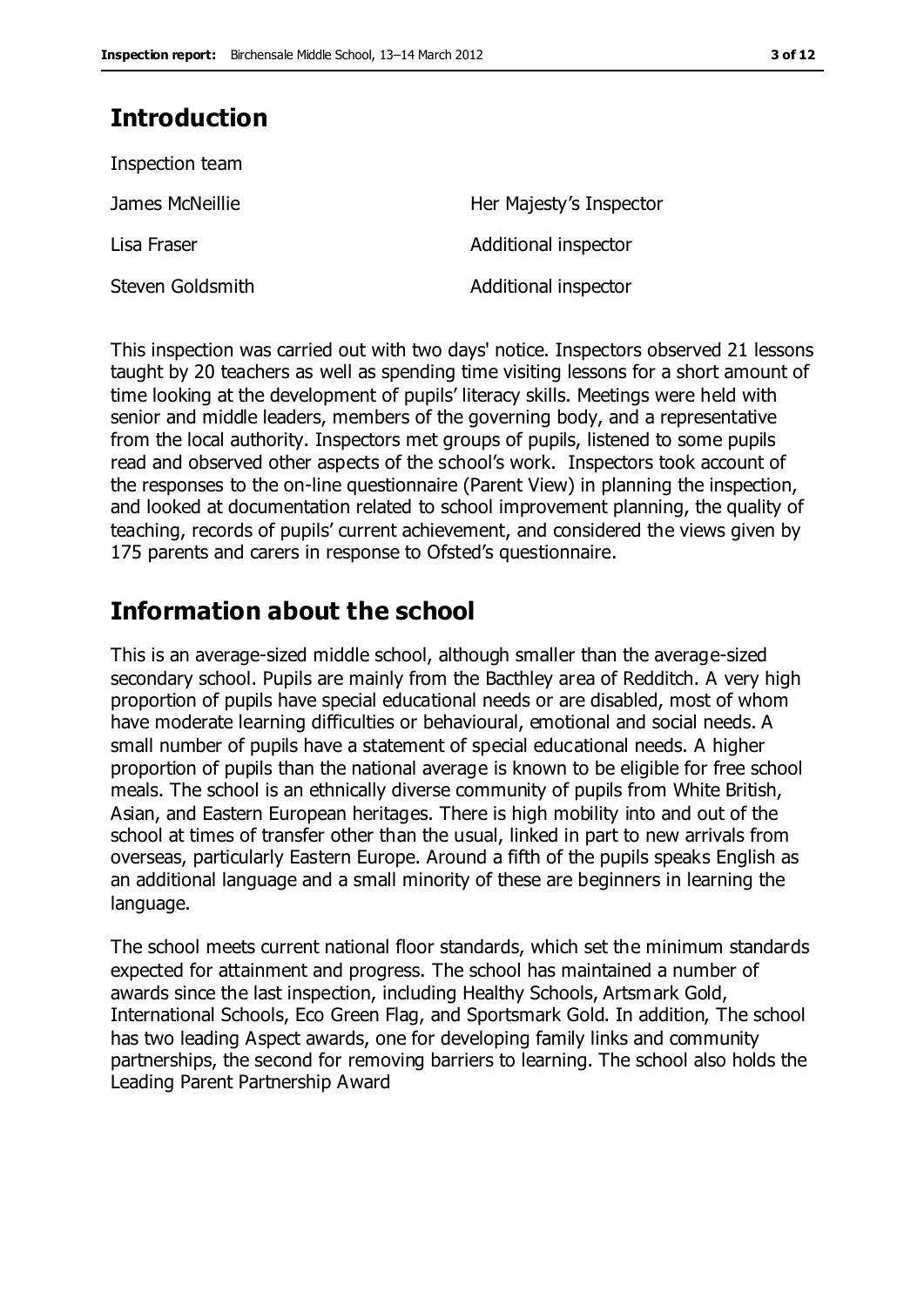## Introduction

Inspection team

| | |
|---|---|
| James McNeillie | Her Majesty's Inspector |
| Lisa Fraser | Additional inspector |
| Steven Goldsmith | Additional inspector |

This inspection was carried out with two days' notice. Inspectors observed 21 lessons taught by 20 teachers as well as spending time visiting lessons for a short amount of time looking at the development of pupils' literacy skills. Meetings were held with senior and middle leaders, members of the governing body, and a representative from the local authority. Inspectors met groups of pupils, listened to some pupils read and observed other aspects of the school's work. Inspectors took account of the responses to the on-line questionnaire (Parent View) in planning the inspection, and looked at documentation related to school improvement planning, the quality of teaching, records of pupils' current achievement, and considered the views given by 175 parents and carers in response to Ofsted's questionnaire.

## Information about the school

This is an average-sized middle school, although smaller than the average-sized secondary school. Pupils are mainly from the Bacthley area of Redditch. A very high proportion of pupils have special educational needs or are disabled, most of whom have moderate learning difficulties or behavioural, emotional and social needs. A small number of pupils have a statement of special educational needs. A higher proportion of pupils than the national average is known to be eligible for free school meals. The school is an ethnically diverse community of pupils from White British, Asian, and Eastern European heritages. There is high mobility into and out of the school at times of transfer other than the usual, linked in part to new arrivals from overseas, particularly Eastern Europe. Around a fifth of the pupils speaks English as an additional language and a small minority of these are beginners in learning the language.

The school meets current national floor standards, which set the minimum standards expected for attainment and progress. The school has maintained a number of awards since the last inspection, including Healthy Schools, Artsmark Gold, International Schools, Eco Green Flag, and Sportsmark Gold. In addition, The school has two leading Aspect awards, one for developing family links and community partnerships, the second for removing barriers to learning. The school also holds the Leading Parent Partnership Award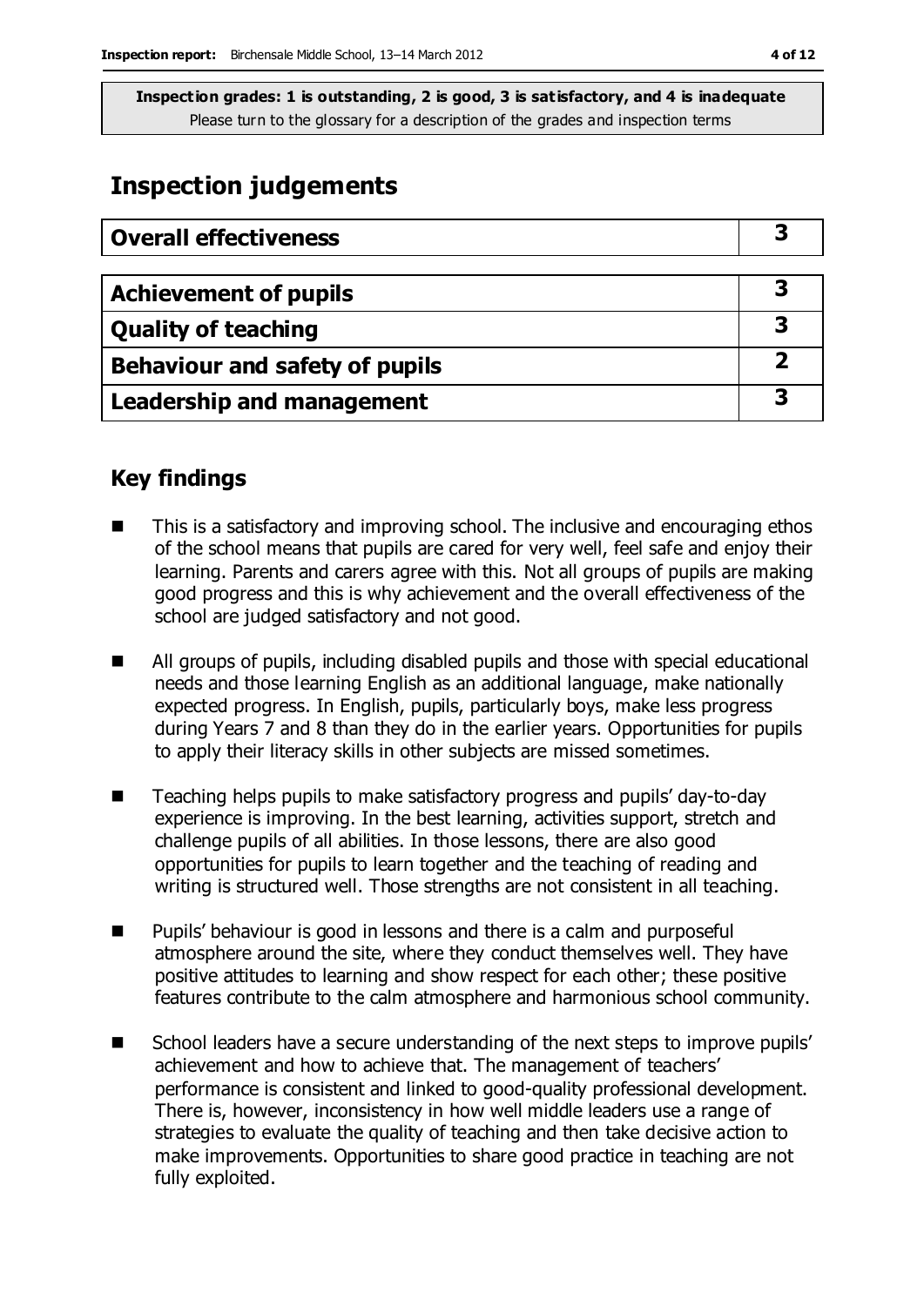**Inspection grades: 1 is outstanding, 2 is good, 3 is satisfactory, and 4 is inadequate**
Please turn to the glossary for a description of the grades and inspection terms

# Inspection judgements

| Overall effectiveness | 3 |
|---|---|

| Achievement of pupils | 3 |
|---|---|
| Quality of teaching | 3 |
| Behaviour and safety of pupils | 2 |
| Leadership and management | 3 |

## Key findings

- This is a satisfactory and improving school. The inclusive and encouraging ethos of the school means that pupils are cared for very well, feel safe and enjoy their learning. Parents and carers agree with this. Not all groups of pupils are making good progress and this is why achievement and the overall effectiveness of the school are judged satisfactory and not good.
- All groups of pupils, including disabled pupils and those with special educational needs and those learning English as an additional language, make nationally expected progress. In English, pupils, particularly boys, make less progress during Years 7 and 8 than they do in the earlier years. Opportunities for pupils to apply their literacy skills in other subjects are missed sometimes.
- Teaching helps pupils to make satisfactory progress and pupils' day-to-day experience is improving. In the best learning, activities support, stretch and challenge pupils of all abilities. In those lessons, there are also good opportunities for pupils to learn together and the teaching of reading and writing is structured well. Those strengths are not consistent in all teaching.
- Pupils' behaviour is good in lessons and there is a calm and purposeful atmosphere around the site, where they conduct themselves well. They have positive attitudes to learning and show respect for each other; these positive features contribute to the calm atmosphere and harmonious school community.
- School leaders have a secure understanding of the next steps to improve pupils' achievement and how to achieve that. The management of teachers' performance is consistent and linked to good-quality professional development. There is, however, inconsistency in how well middle leaders use a range of strategies to evaluate the quality of teaching and then take decisive action to make improvements. Opportunities to share good practice in teaching are not fully exploited.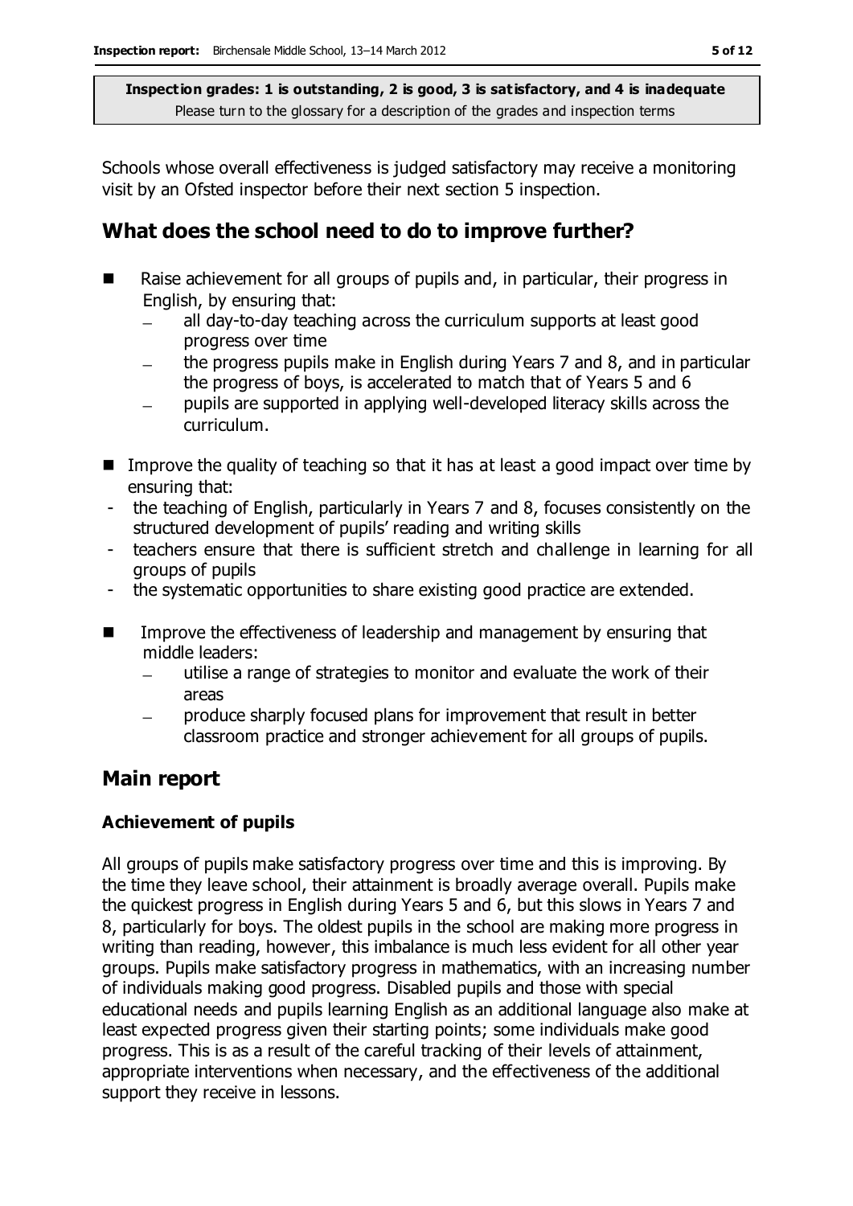**Inspection grades: 1 is outstanding, 2 is good, 3 is satisfactory, and 4 is inadequate**
Please turn to the glossary for a description of the grades and inspection terms

Schools whose overall effectiveness is judged satisfactory may receive a monitoring visit by an Ofsted inspector before their next section 5 inspection.

## What does the school need to do to improve further?

- Raise achievement for all groups of pupils and, in particular, their progress in English, by ensuring that:
  - all day-to-day teaching across the curriculum supports at least good progress over time
  - the progress pupils make in English during Years 7 and 8, and in particular the progress of boys, is accelerated to match that of Years 5 and 6
  - pupils are supported in applying well-developed literacy skills across the curriculum.
- Improve the quality of teaching so that it has at least a good impact over time by ensuring that:
  - the teaching of English, particularly in Years 7 and 8, focuses consistently on the structured development of pupils' reading and writing skills
  - teachers ensure that there is sufficient stretch and challenge in learning for all groups of pupils
  - the systematic opportunities to share existing good practice are extended.
- Improve the effectiveness of leadership and management by ensuring that middle leaders:
  - utilise a range of strategies to monitor and evaluate the work of their areas
  - produce sharply focused plans for improvement that result in better classroom practice and stronger achievement for all groups of pupils.

## Main report

### Achievement of pupils

All groups of pupils make satisfactory progress over time and this is improving. By the time they leave school, their attainment is broadly average overall. Pupils make the quickest progress in English during Years 5 and 6, but this slows in Years 7 and 8, particularly for boys. The oldest pupils in the school are making more progress in writing than reading, however, this imbalance is much less evident for all other year groups. Pupils make satisfactory progress in mathematics, with an increasing number of individuals making good progress. Disabled pupils and those with special educational needs and pupils learning English as an additional language also make at least expected progress given their starting points; some individuals make good progress. This is as a result of the careful tracking of their levels of attainment, appropriate interventions when necessary, and the effectiveness of the additional support they receive in lessons.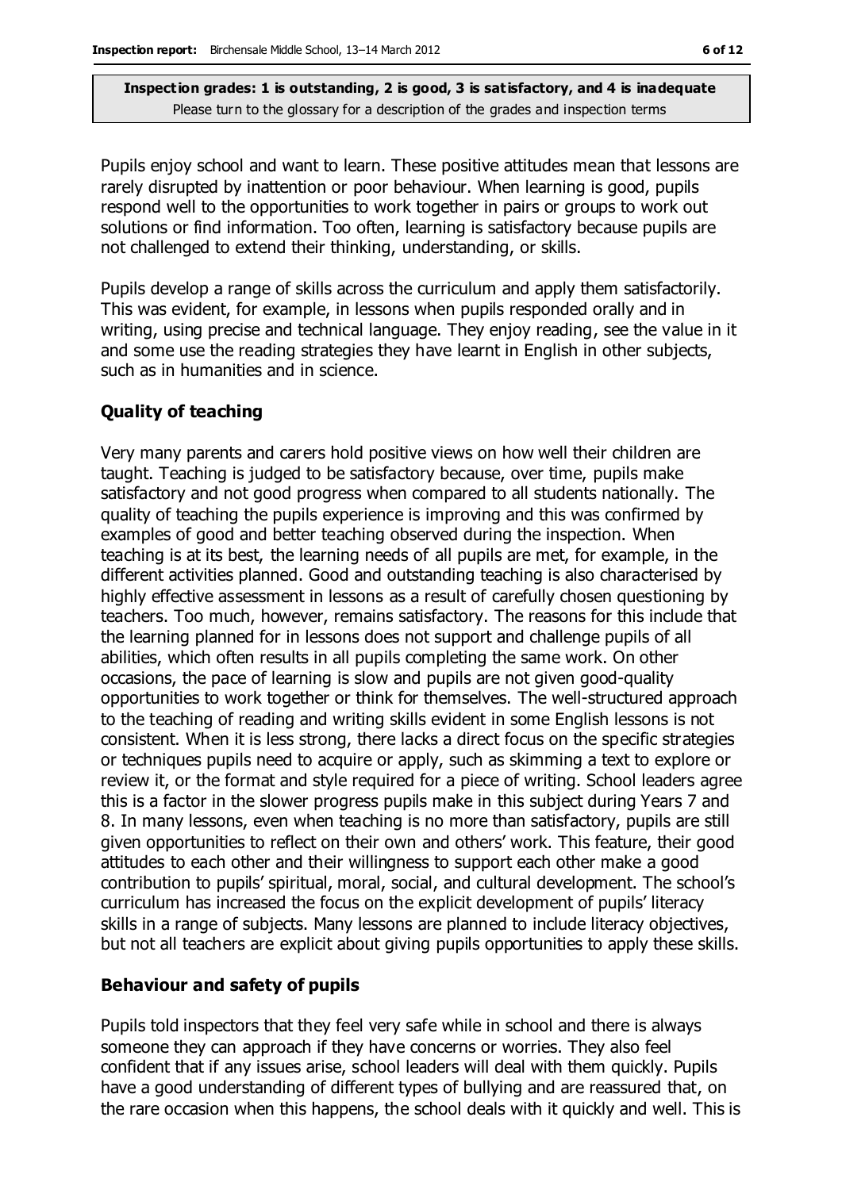Pupils enjoy school and want to learn. These positive attitudes mean that lessons are rarely disrupted by inattention or poor behaviour. When learning is good, pupils respond well to the opportunities to work together in pairs or groups to work out solutions or find information. Too often, learning is satisfactory because pupils are not challenged to extend their thinking, understanding, or skills.

Pupils develop a range of skills across the curriculum and apply them satisfactorily. This was evident, for example, in lessons when pupils responded orally and in writing, using precise and technical language. They enjoy reading, see the value in it and some use the reading strategies they have learnt in English in other subjects, such as in humanities and in science.

## Quality of teaching

Very many parents and carers hold positive views on how well their children are taught. Teaching is judged to be satisfactory because, over time, pupils make satisfactory and not good progress when compared to all students nationally. The quality of teaching the pupils experience is improving and this was confirmed by examples of good and better teaching observed during the inspection. When teaching is at its best, the learning needs of all pupils are met, for example, in the different activities planned. Good and outstanding teaching is also characterised by highly effective assessment in lessons as a result of carefully chosen questioning by teachers. Too much, however, remains satisfactory. The reasons for this include that the learning planned for in lessons does not support and challenge pupils of all abilities, which often results in all pupils completing the same work. On other occasions, the pace of learning is slow and pupils are not given good-quality opportunities to work together or think for themselves. The well-structured approach to the teaching of reading and writing skills evident in some English lessons is not consistent. When it is less strong, there lacks a direct focus on the specific strategies or techniques pupils need to acquire or apply, such as skimming a text to explore or review it, or the format and style required for a piece of writing. School leaders agree this is a factor in the slower progress pupils make in this subject during Years 7 and 8. In many lessons, even when teaching is no more than satisfactory, pupils are still given opportunities to reflect on their own and others' work. This feature, their good attitudes to each other and their willingness to support each other make a good contribution to pupils' spiritual, moral, social, and cultural development. The school's curriculum has increased the focus on the explicit development of pupils' literacy skills in a range of subjects. Many lessons are planned to include literacy objectives, but not all teachers are explicit about giving pupils opportunities to apply these skills.

## Behaviour and safety of pupils

Pupils told inspectors that they feel very safe while in school and there is always someone they can approach if they have concerns or worries. They also feel confident that if any issues arise, school leaders will deal with them quickly. Pupils have a good understanding of different types of bullying and are reassured that, on the rare occasion when this happens, the school deals with it quickly and well. This is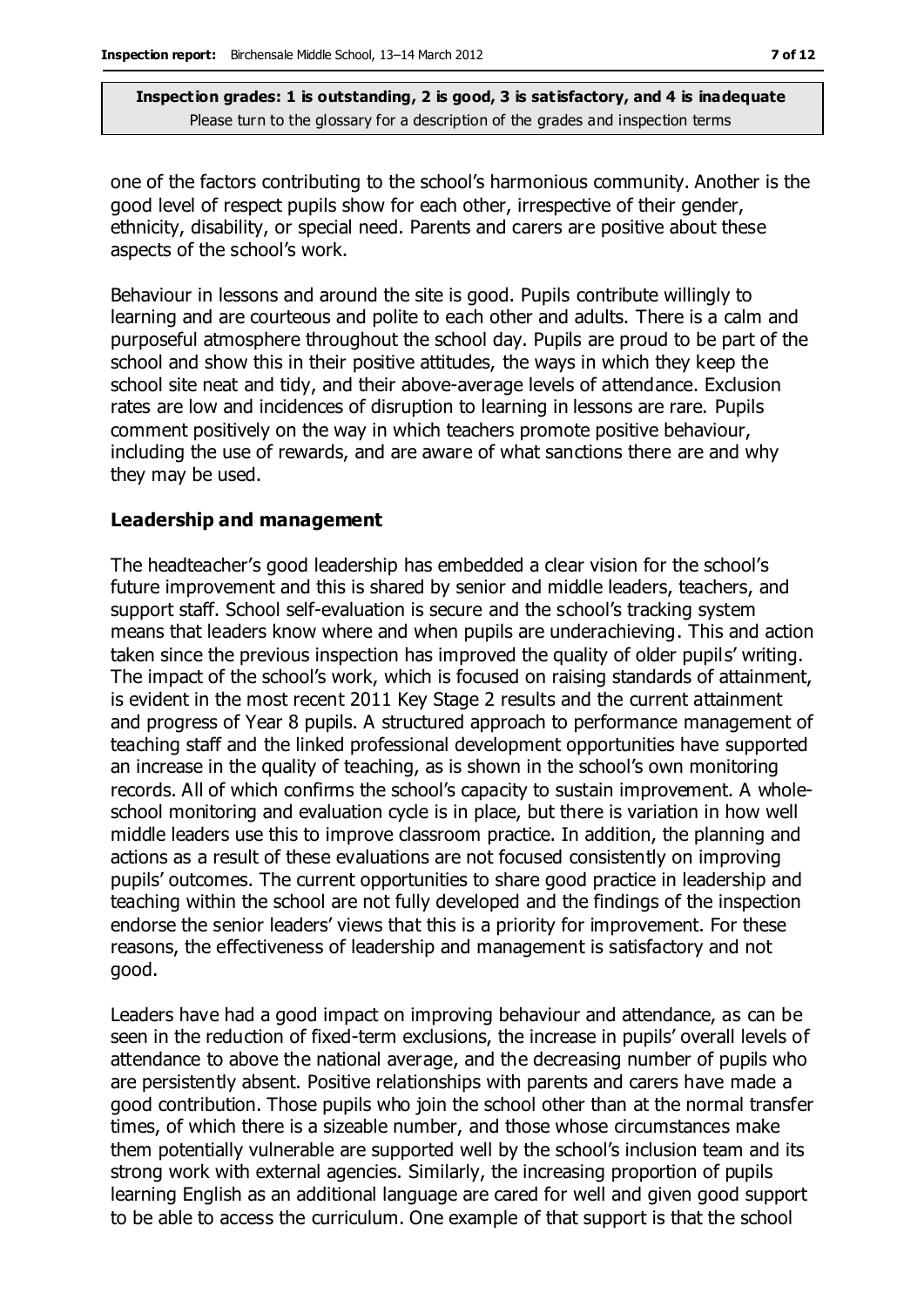one of the factors contributing to the school's harmonious community. Another is the good level of respect pupils show for each other, irrespective of their gender, ethnicity, disability, or special need. Parents and carers are positive about these aspects of the school's work.

Behaviour in lessons and around the site is good. Pupils contribute willingly to learning and are courteous and polite to each other and adults. There is a calm and purposeful atmosphere throughout the school day. Pupils are proud to be part of the school and show this in their positive attitudes, the ways in which they keep the school site neat and tidy, and their above-average levels of attendance. Exclusion rates are low and incidences of disruption to learning in lessons are rare. Pupils comment positively on the way in which teachers promote positive behaviour, including the use of rewards, and are aware of what sanctions there are and why they may be used.

### Leadership and management

The headteacher's good leadership has embedded a clear vision for the school's future improvement and this is shared by senior and middle leaders, teachers, and support staff. School self-evaluation is secure and the school's tracking system means that leaders know where and when pupils are underachieving. This and action taken since the previous inspection has improved the quality of older pupils' writing. The impact of the school's work, which is focused on raising standards of attainment, is evident in the most recent 2011 Key Stage 2 results and the current attainment and progress of Year 8 pupils. A structured approach to performance management of teaching staff and the linked professional development opportunities have supported an increase in the quality of teaching, as is shown in the school's own monitoring records. All of which confirms the school's capacity to sustain improvement. A whole-school monitoring and evaluation cycle is in place, but there is variation in how well middle leaders use this to improve classroom practice. In addition, the planning and actions as a result of these evaluations are not focused consistently on improving pupils' outcomes. The current opportunities to share good practice in leadership and teaching within the school are not fully developed and the findings of the inspection endorse the senior leaders' views that this is a priority for improvement. For these reasons, the effectiveness of leadership and management is satisfactory and not good.

Leaders have had a good impact on improving behaviour and attendance, as can be seen in the reduction of fixed-term exclusions, the increase in pupils' overall levels of attendance to above the national average, and the decreasing number of pupils who are persistently absent. Positive relationships with parents and carers have made a good contribution. Those pupils who join the school other than at the normal transfer times, of which there is a sizeable number, and those whose circumstances make them potentially vulnerable are supported well by the school's inclusion team and its strong work with external agencies. Similarly, the increasing proportion of pupils learning English as an additional language are cared for well and given good support to be able to access the curriculum. One example of that support is that the school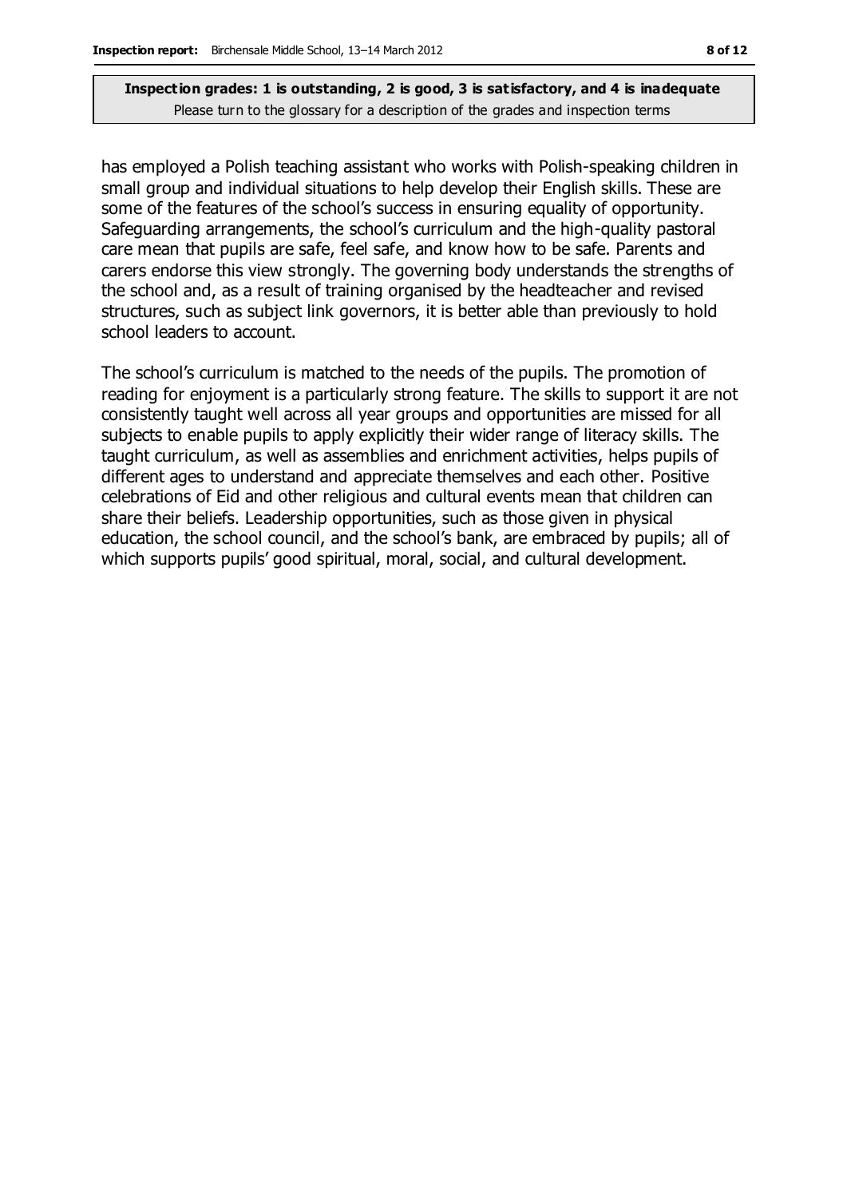has employed a Polish teaching assistant who works with Polish-speaking children in small group and individual situations to help develop their English skills. These are some of the features of the school's success in ensuring equality of opportunity. Safeguarding arrangements, the school's curriculum and the high-quality pastoral care mean that pupils are safe, feel safe, and know how to be safe. Parents and carers endorse this view strongly. The governing body understands the strengths of the school and, as a result of training organised by the headteacher and revised structures, such as subject link governors, it is better able than previously to hold school leaders to account.

The school's curriculum is matched to the needs of the pupils. The promotion of reading for enjoyment is a particularly strong feature. The skills to support it are not consistently taught well across all year groups and opportunities are missed for all subjects to enable pupils to apply explicitly their wider range of literacy skills. The taught curriculum, as well as assemblies and enrichment activities, helps pupils of different ages to understand and appreciate themselves and each other. Positive celebrations of Eid and other religious and cultural events mean that children can share their beliefs. Leadership opportunities, such as those given in physical education, the school council, and the school's bank, are embraced by pupils; all of which supports pupils' good spiritual, moral, social, and cultural development.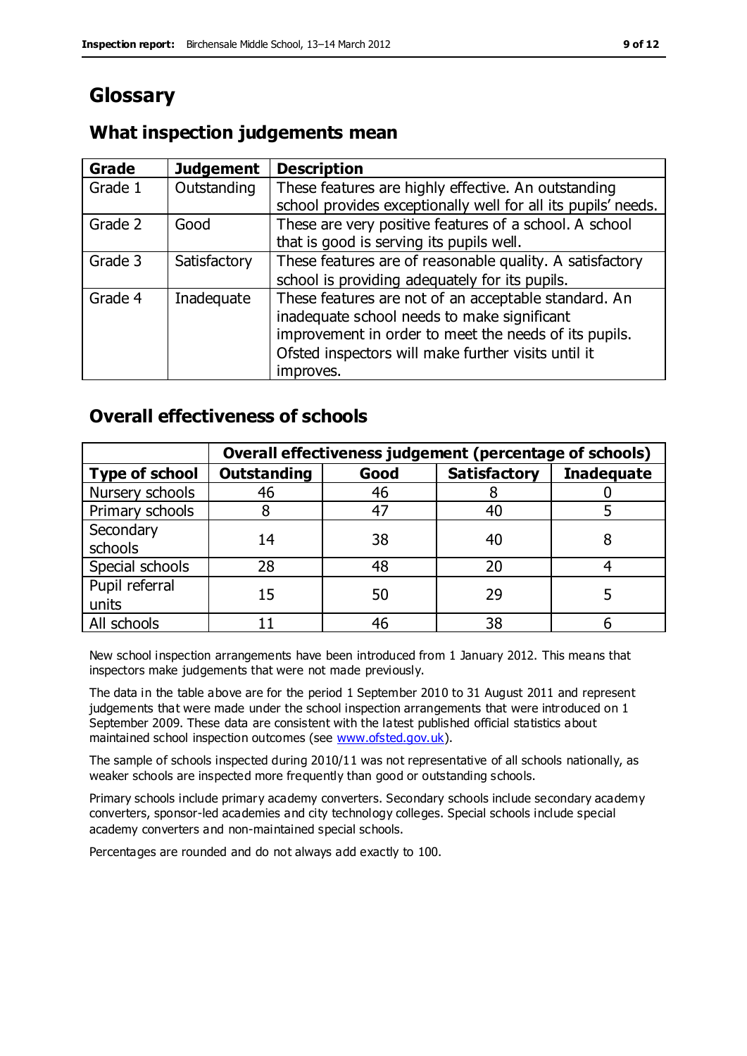# Glossary

## What inspection judgements mean

| Grade | Judgement | Description |
|---|---|---|
| Grade 1 | Outstanding | These features are highly effective. An outstanding school provides exceptionally well for all its pupils' needs. |
| Grade 2 | Good | These are very positive features of a school. A school that is good is serving its pupils well. |
| Grade 3 | Satisfactory | These features are of reasonable quality. A satisfactory school is providing adequately for its pupils. |
| Grade 4 | Inadequate | These features are not of an acceptable standard. An inadequate school needs to make significant improvement in order to meet the needs of its pupils. Ofsted inspectors will make further visits until it improves. |

## Overall effectiveness of schools

| | Overall effectiveness judgement (percentage of schools) | | | |
|---|---|---|---|---|
| **Type of school** | **Outstanding** | **Good** | **Satisfactory** | **Inadequate** |
| Nursery schools | 46 | 46 | 8 | 0 |
| Primary schools | 8 | 47 | 40 | 5 |
| Secondary schools | 14 | 38 | 40 | 8 |
| Special schools | 28 | 48 | 20 | 4 |
| Pupil referral units | 15 | 50 | 29 | 5 |
| All schools | 11 | 46 | 38 | 6 |

New school inspection arrangements have been introduced from 1 January 2012. This means that inspectors make judgements that were not made previously.

The data in the table above are for the period 1 September 2010 to 31 August 2011 and represent judgements that were made under the school inspection arrangements that were introduced on 1 September 2009. These data are consistent with the latest published official statistics about maintained school inspection outcomes (see www.ofsted.gov.uk).

The sample of schools inspected during 2010/11 was not representative of all schools nationally, as weaker schools are inspected more frequently than good or outstanding schools.

Primary schools include primary academy converters. Secondary schools include secondary academy converters, sponsor-led academies and city technology colleges. Special schools include special academy converters and non-maintained special schools.

Percentages are rounded and do not always add exactly to 100.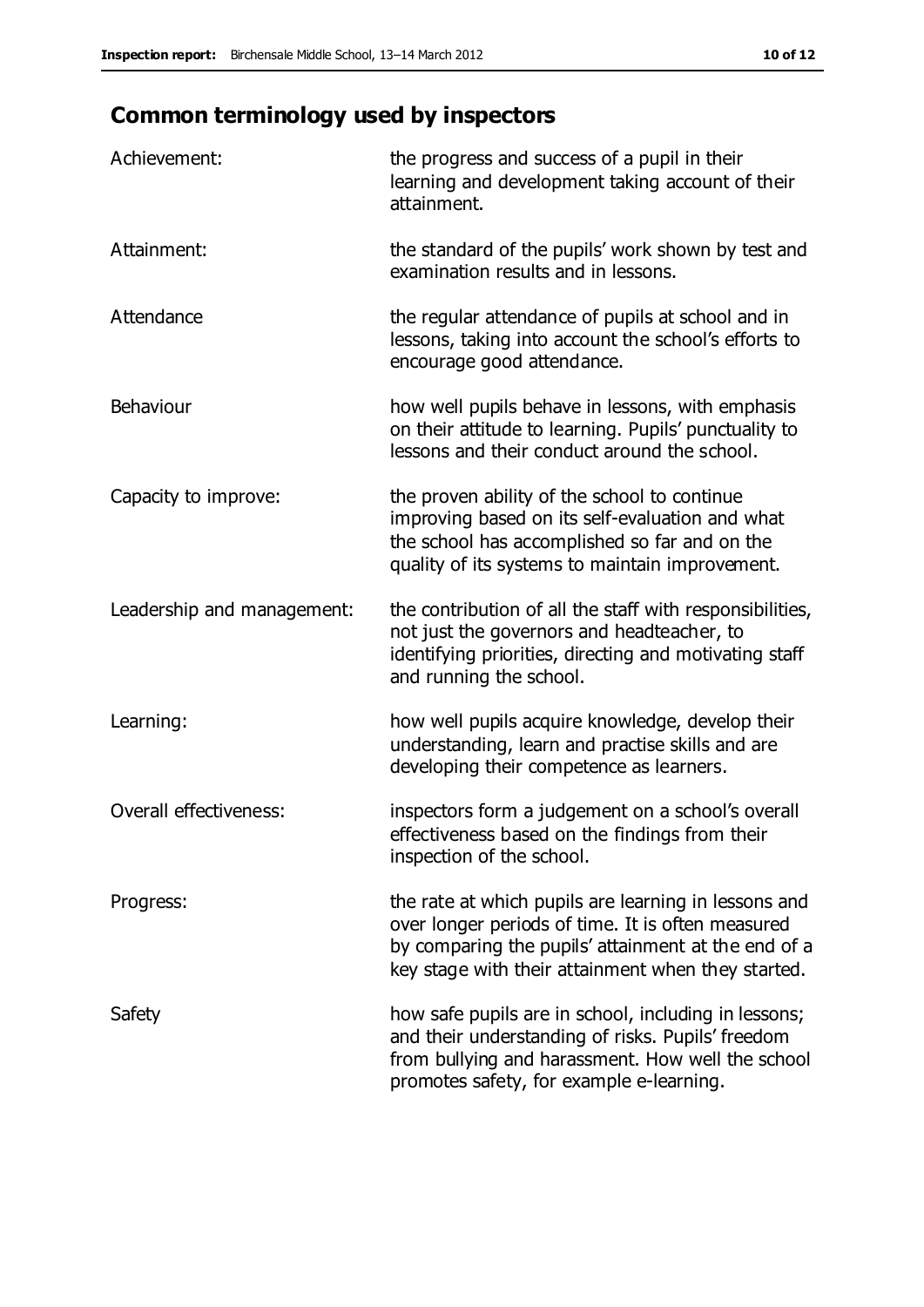## Common terminology used by inspectors

| | |
|---|---|
| Achievement: | the progress and success of a pupil in their learning and development taking account of their attainment. |
| Attainment: | the standard of the pupils' work shown by test and examination results and in lessons. |
| Attendance | the regular attendance of pupils at school and in lessons, taking into account the school's efforts to encourage good attendance. |
| Behaviour | how well pupils behave in lessons, with emphasis on their attitude to learning. Pupils' punctuality to lessons and their conduct around the school. |
| Capacity to improve: | the proven ability of the school to continue improving based on its self-evaluation and what the school has accomplished so far and on the quality of its systems to maintain improvement. |
| Leadership and management: | the contribution of all the staff with responsibilities, not just the governors and headteacher, to identifying priorities, directing and motivating staff and running the school. |
| Learning: | how well pupils acquire knowledge, develop their understanding, learn and practise skills and are developing their competence as learners. |
| Overall effectiveness: | inspectors form a judgement on a school's overall effectiveness based on the findings from their inspection of the school. |
| Progress: | the rate at which pupils are learning in lessons and over longer periods of time. It is often measured by comparing the pupils' attainment at the end of a key stage with their attainment when they started. |
| Safety | how safe pupils are in school, including in lessons; and their understanding of risks. Pupils' freedom from bullying and harassment. How well the school promotes safety, for example e-learning. |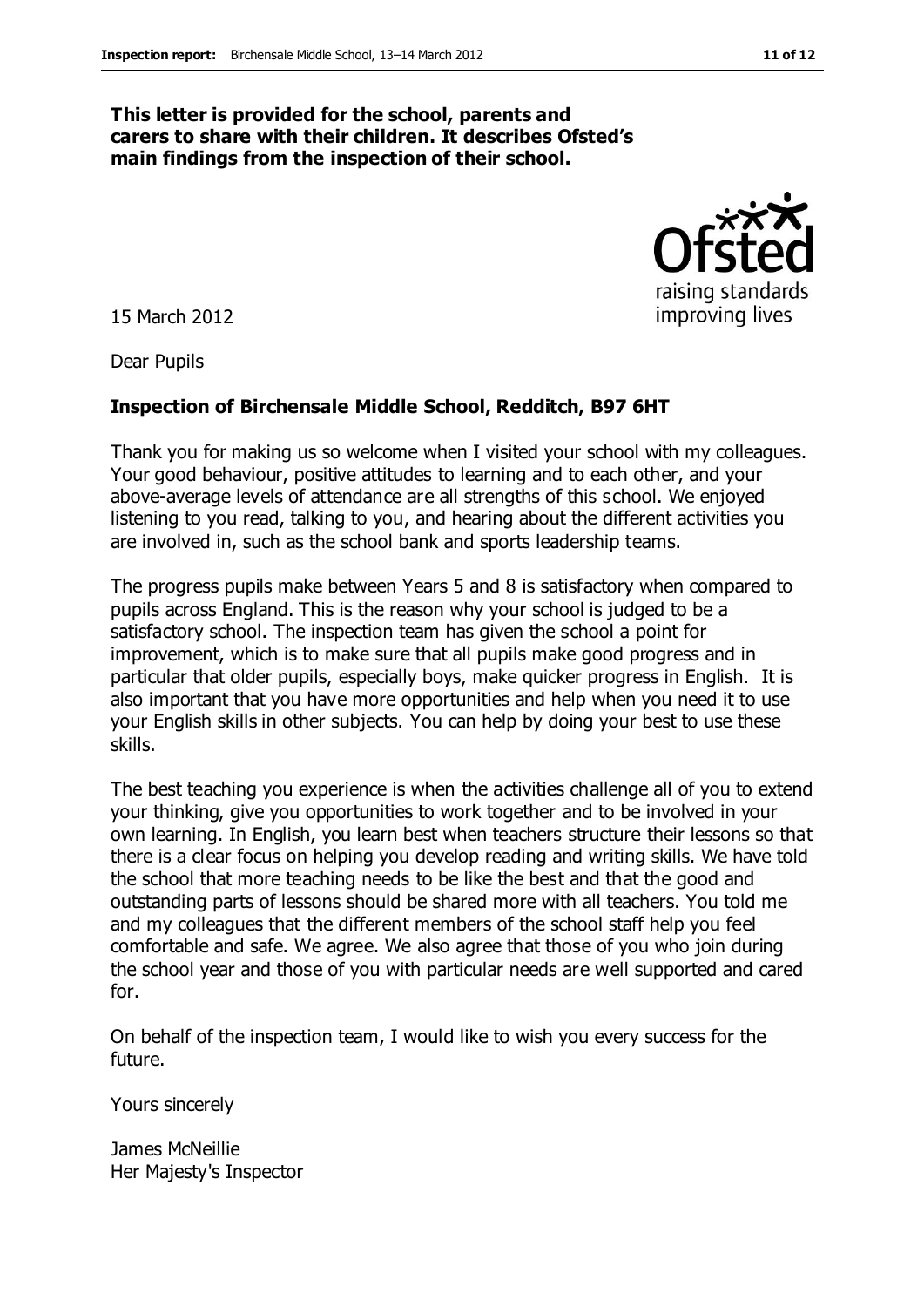**This letter is provided for the school, parents and carers to share with their children. It describes Ofsted's main findings from the inspection of their school.**

15 March 2012

Dear Pupils

**Inspection of Birchensale Middle School, Redditch, B97 6HT**

Thank you for making us so welcome when I visited your school with my colleagues. Your good behaviour, positive attitudes to learning and to each other, and your above-average levels of attendance are all strengths of this school. We enjoyed listening to you read, talking to you, and hearing about the different activities you are involved in, such as the school bank and sports leadership teams.

The progress pupils make between Years 5 and 8 is satisfactory when compared to pupils across England. This is the reason why your school is judged to be a satisfactory school. The inspection team has given the school a point for improvement, which is to make sure that all pupils make good progress and in particular that older pupils, especially boys, make quicker progress in English. It is also important that you have more opportunities and help when you need it to use your English skills in other subjects. You can help by doing your best to use these skills.

The best teaching you experience is when the activities challenge all of you to extend your thinking, give you opportunities to work together and to be involved in your own learning. In English, you learn best when teachers structure their lessons so that there is a clear focus on helping you develop reading and writing skills. We have told the school that more teaching needs to be like the best and that the good and outstanding parts of lessons should be shared more with all teachers. You told me and my colleagues that the different members of the school staff help you feel comfortable and safe. We agree. We also agree that those of you who join during the school year and those of you with particular needs are well supported and cared for.

On behalf of the inspection team, I would like to wish you every success for the future.

Yours sincerely

James McNeillie
Her Majesty's Inspector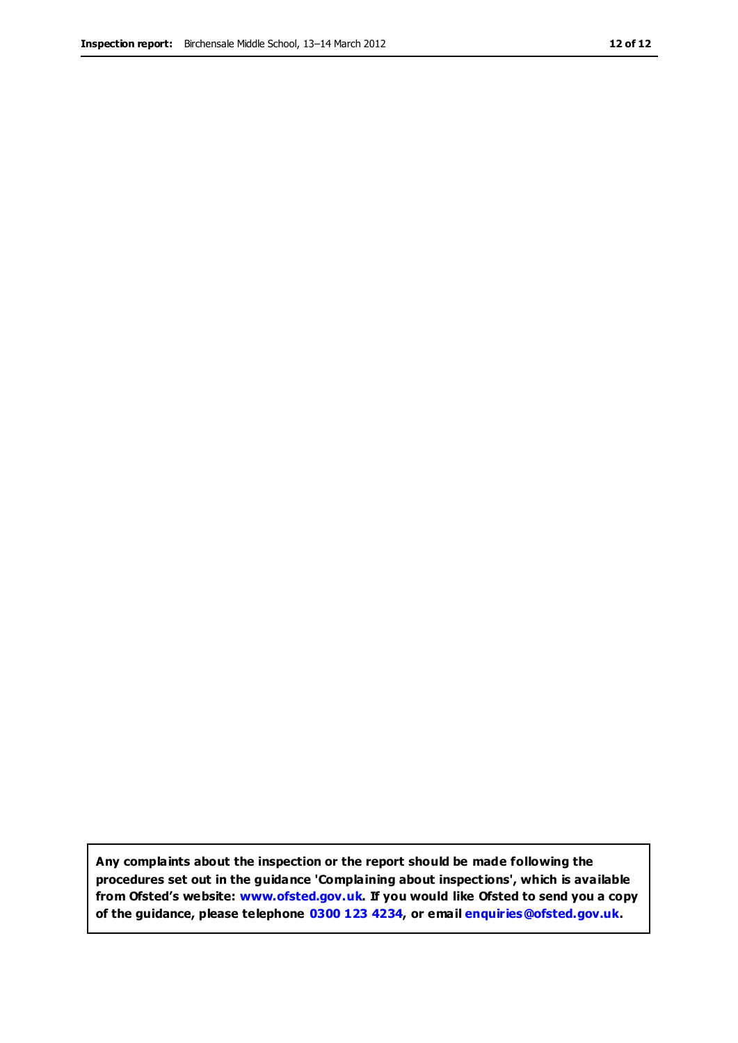**Any complaints about the inspection or the report should be made following the procedures set out in the guidance 'Complaining about inspections', which is available from Ofsted's website: www.ofsted.gov.uk. If you would like Ofsted to send you a copy of the guidance, please telephone 0300 123 4234, or email enquiries@ofsted.gov.uk.**